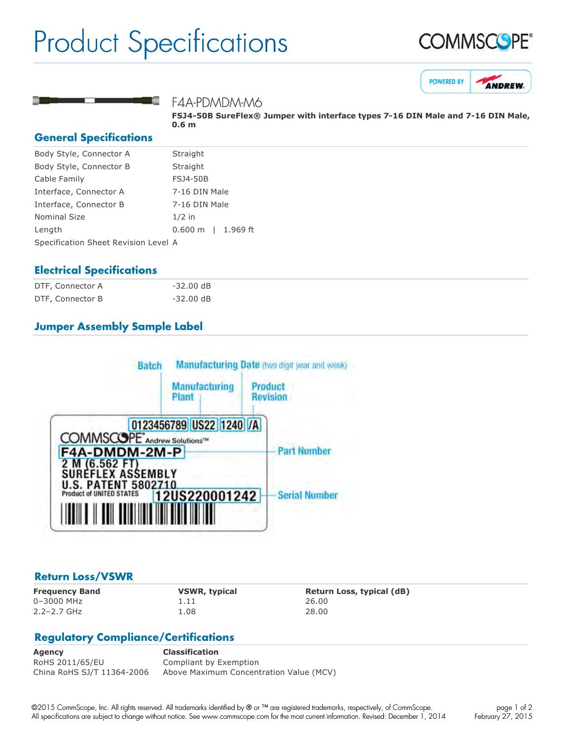# Product Specifications

COMMSCOPE®

POWERED BY ANDREW

## F4A-PDMDM-M6

**FSJ4-50B SureFlex® Jumper with interface types 7-16 DIN Male and 7-16 DIN Male, 0.6 m**

## General Specifications

| | |
|---|---|
| Body Style, Connector A | Straight |
| Body Style, Connector B | Straight |
| Cable Family | FSJ4-50B |
| Interface, Connector A | 7-16 DIN Male |
| Interface, Connector B | 7-16 DIN Male |
| Nominal Size | 1/2 in |
| Length | 0.600 m \| 1.969 ft |
| Specification Sheet Revision Level | A |

## Electrical Specifications

| | |
|---|---|
| DTF, Connector A | -32.00 dB |
| DTF, Connector B | -32.00 dB |

## Jumper Assembly Sample Label

Batch | Manufacturing Date (two digit year and week) | Manufacturing Plant | Product Revision

0123456789 | US22 | 1240 | /A

COMMSCOPE® Andrew Solutions™

F4A-DMDM-2M-P — Part Number

2 M (6.562 FT)
SUREFLEX ASSEMBLY
U.S. PATENT 5802710
Product of UNITED STATES

12US220001242 — Serial Number

## Return Loss/VSWR

| Frequency Band | VSWR, typical | Return Loss, typical (dB) |
|---|---|---|
| 0–3000 MHz | 1.11 | 26.00 |
| 2.2–2.7 GHz | 1.08 | 28.00 |

## Regulatory Compliance/Certifications

| Agency | Classification |
|---|---|
| RoHS 2011/65/EU | Compliant by Exemption |
| China RoHS SJ/T 11364-2006 | Above Maximum Concentration Value (MCV) |

©2015 CommScope, Inc. All rights reserved. All trademarks identified by ® or ™ are registered trademarks, respectively, of CommScope.
All specifications are subject to change without notice. See www.commscope.com for the most current information. Revised: December 1, 2014

February 27, 2015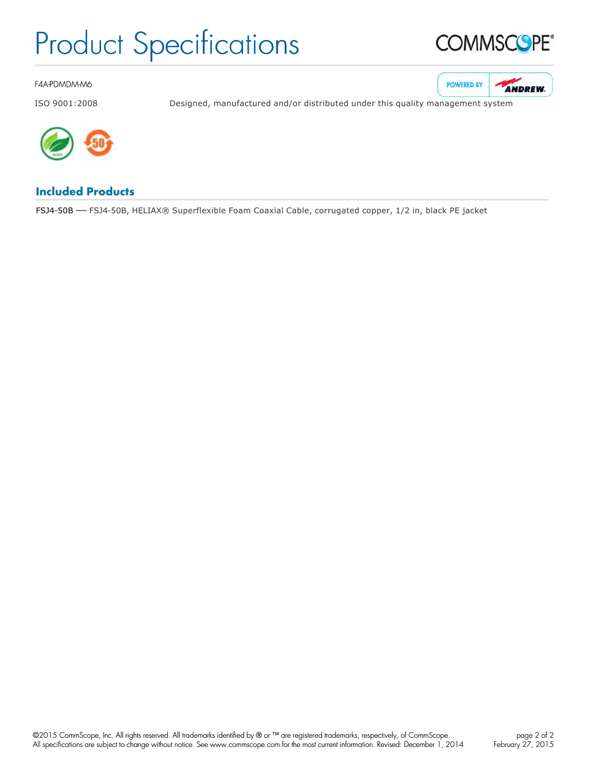# Product Specifications

F4A-PDMDM-M6

ISO 9001:2008 Designed, manufactured and/or distributed under this quality management system

## Included Products

FSJ4-50B — FSJ4-50B, HELIAX® Superflexible Foam Coaxial Cable, corrugated copper, 1/2 in, black PE jacket

©2015 CommScope, Inc. All rights reserved. All trademarks identified by ® or ™ are registered trademarks, respectively, of CommScope.
All specifications are subject to change without notice. See www.commscope.com for the most current information. Revised: December 1, 2014

February 27, 2015